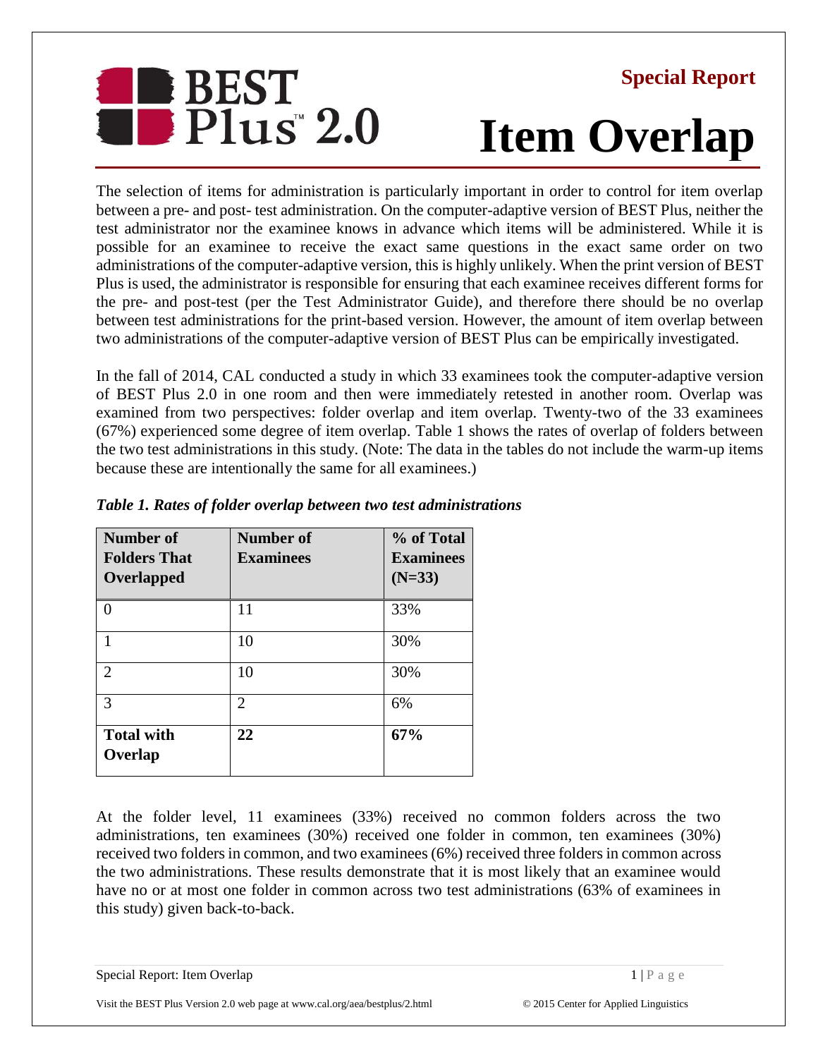# BEST Plus™ 2.0

**Special Report**

# Item Overlap

The selection of items for administration is particularly important in order to control for item overlap between a pre- and post- test administration. On the computer-adaptive version of BEST Plus, neither the test administrator nor the examinee knows in advance which items will be administered. While it is possible for an examinee to receive the exact same questions in the exact same order on two administrations of the computer-adaptive version, this is highly unlikely. When the print version of BEST Plus is used, the administrator is responsible for ensuring that each examinee receives different forms for the pre- and post-test (per the Test Administrator Guide), and therefore there should be no overlap between test administrations for the print-based version. However, the amount of item overlap between two administrations of the computer-adaptive version of BEST Plus can be empirically investigated.

In the fall of 2014, CAL conducted a study in which 33 examinees took the computer-adaptive version of BEST Plus 2.0 in one room and then were immediately retested in another room. Overlap was examined from two perspectives: folder overlap and item overlap. Twenty-two of the 33 examinees (67%) experienced some degree of item overlap. Table 1 shows the rates of overlap of folders between the two test administrations in this study. (Note: The data in the tables do not include the warm-up items because these are intentionally the same for all examinees.)

*Table 1. Rates of folder overlap between two test administrations*

| Number of Folders That Overlapped | Number of Examinees | % of Total Examinees (N=33) |
|---|---|---|
| 0 | 11 | 33% |
| 1 | 10 | 30% |
| 2 | 10 | 30% |
| 3 | 2 | 6% |
| **Total with Overlap** | **22** | **67%** |

At the folder level, 11 examinees (33%) received no common folders across the two administrations, ten examinees (30%) received one folder in common, ten examinees (30%) received two folders in common, and two examinees (6%) received three folders in common across the two administrations. These results demonstrate that it is most likely that an examinee would have no or at most one folder in common across two test administrations (63% of examinees in this study) given back-to-back.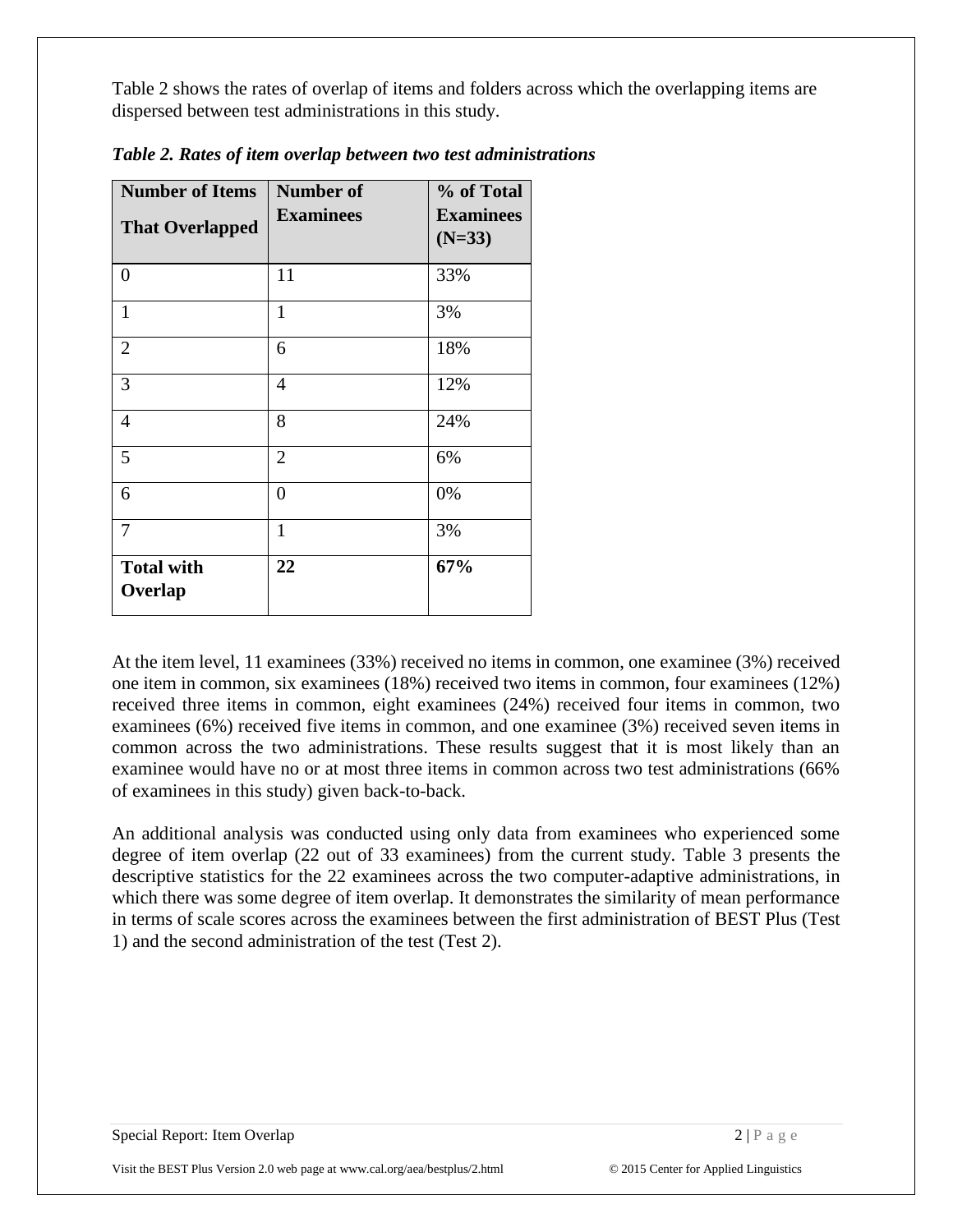Table 2 shows the rates of overlap of items and folders across which the overlapping items are dispersed between test administrations in this study.

***Table 2. Rates of item overlap between two test administrations***

| **Number of Items That Overlapped** | **Number of Examinees** | **% of Total Examinees (N=33)** |
|---|---|---|
| 0 | 11 | 33% |
| 1 | 1 | 3% |
| 2 | 6 | 18% |
| 3 | 4 | 12% |
| 4 | 8 | 24% |
| 5 | 2 | 6% |
| 6 | 0 | 0% |
| 7 | 1 | 3% |
| **Total with Overlap** | **22** | **67%** |

At the item level, 11 examinees (33%) received no items in common, one examinee (3%) received one item in common, six examinees (18%) received two items in common, four examinees (12%) received three items in common, eight examinees (24%) received four items in common, two examinees (6%) received five items in common, and one examinee (3%) received seven items in common across the two administrations. These results suggest that it is most likely than an examinee would have no or at most three items in common across two test administrations (66% of examinees in this study) given back-to-back.

An additional analysis was conducted using only data from examinees who experienced some degree of item overlap (22 out of 33 examinees) from the current study. Table 3 presents the descriptive statistics for the 22 examinees across the two computer-adaptive administrations, in which there was some degree of item overlap. It demonstrates the similarity of mean performance in terms of scale scores across the examinees between the first administration of BEST Plus (Test 1) and the second administration of the test (Test 2).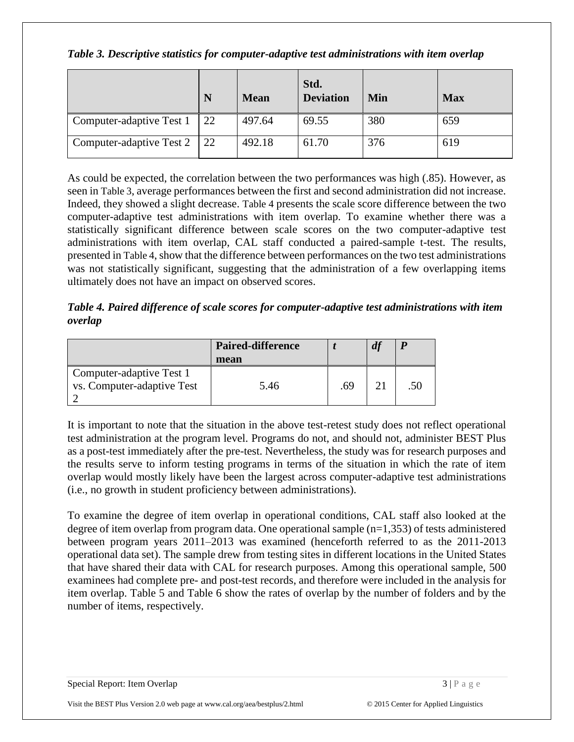*Table 3. Descriptive statistics for computer-adaptive test administrations with item overlap*

| | N | Mean | Std. Deviation | Min | Max |
|---|---|---|---|---|---|
| Computer-adaptive Test 1 | 22 | 497.64 | 69.55 | 380 | 659 |
| Computer-adaptive Test 2 | 22 | 492.18 | 61.70 | 376 | 619 |

As could be expected, the correlation between the two performances was high (.85). However, as seen in Table 3, average performances between the first and second administration did not increase. Indeed, they showed a slight decrease. Table 4 presents the scale score difference between the two computer-adaptive test administrations with item overlap. To examine whether there was a statistically significant difference between scale scores on the two computer-adaptive test administrations with item overlap, CAL staff conducted a paired-sample t-test. The results, presented in Table 4, show that the difference between performances on the two test administrations was not statistically significant, suggesting that the administration of a few overlapping items ultimately does not have an impact on observed scores.

*Table 4. Paired difference of scale scores for computer-adaptive test administrations with item overlap*

| | Paired-difference mean | *t* | *df* | *P* |
|---|---|---|---|---|
| Computer-adaptive Test 1 vs. Computer-adaptive Test 2 | 5.46 | .69 | 21 | .50 |

It is important to note that the situation in the above test-retest study does not reflect operational test administration at the program level. Programs do not, and should not, administer BEST Plus as a post-test immediately after the pre-test. Nevertheless, the study was for research purposes and the results serve to inform testing programs in terms of the situation in which the rate of item overlap would mostly likely have been the largest across computer-adaptive test administrations (i.e., no growth in student proficiency between administrations).

To examine the degree of item overlap in operational conditions, CAL staff also looked at the degree of item overlap from program data. One operational sample (n=1,353) of tests administered between program years 2011–2013 was examined (henceforth referred to as the 2011-2013 operational data set). The sample drew from testing sites in different locations in the United States that have shared their data with CAL for research purposes. Among this operational sample, 500 examinees had complete pre- and post-test records, and therefore were included in the analysis for item overlap. Table 5 and Table 6 show the rates of overlap by the number of folders and by the number of items, respectively.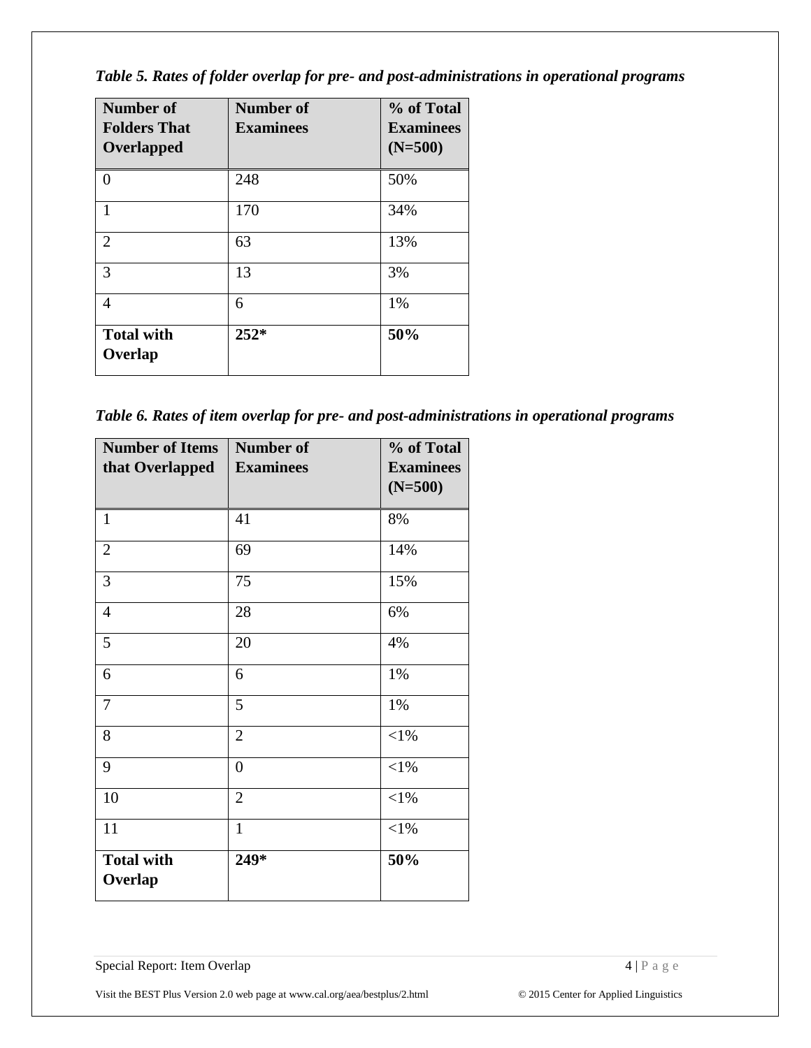*Table 5. Rates of folder overlap for pre- and post-administrations in operational programs*

| Number of Folders That Overlapped | Number of Examinees | % of Total Examinees (N=500) |
|---|---|---|
| 0 | 248 | 50% |
| 1 | 170 | 34% |
| 2 | 63 | 13% |
| 3 | 13 | 3% |
| 4 | 6 | 1% |
| **Total with Overlap** | **252*** | **50%** |

*Table 6. Rates of item overlap for pre- and post-administrations in operational programs*

| Number of Items that Overlapped | Number of Examinees | % of Total Examinees (N=500) |
|---|---|---|
| 1 | 41 | 8% |
| 2 | 69 | 14% |
| 3 | 75 | 15% |
| 4 | 28 | 6% |
| 5 | 20 | 4% |
| 6 | 6 | 1% |
| 7 | 5 | 1% |
| 8 | 2 | <1% |
| 9 | 0 | <1% |
| 10 | 2 | <1% |
| 11 | 1 | <1% |
| **Total with Overlap** | **249*** | **50%** |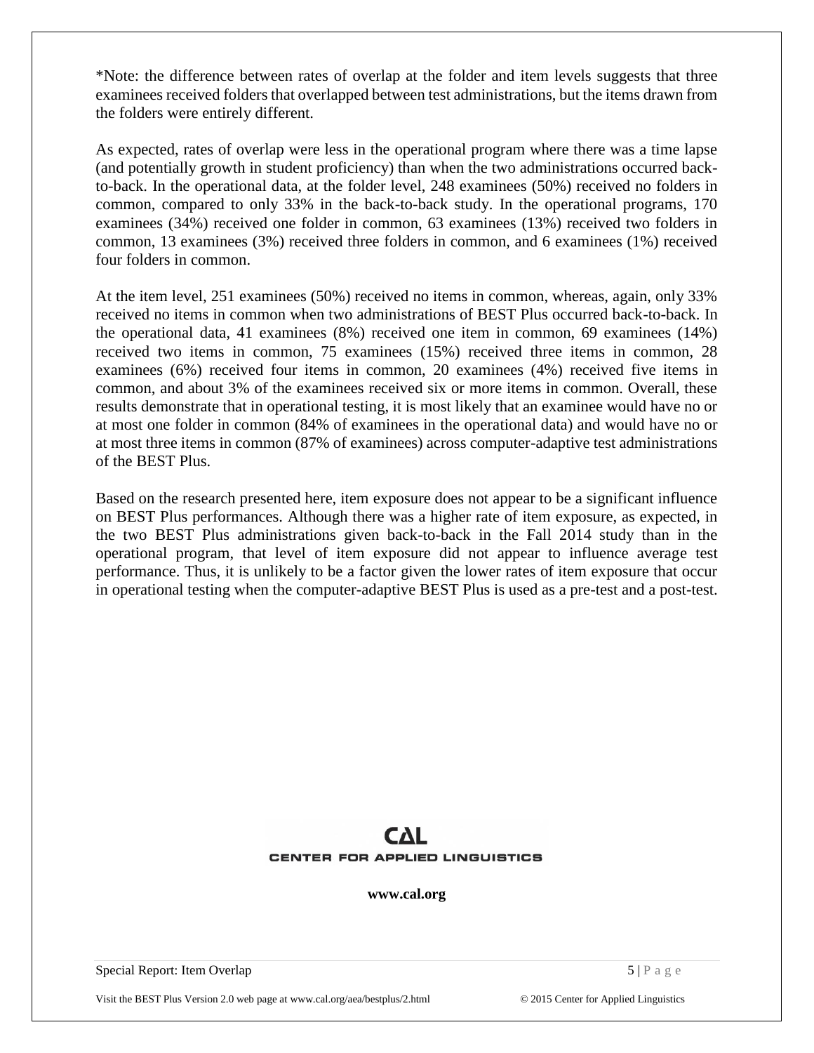*Note: the difference between rates of overlap at the folder and item levels suggests that three examinees received folders that overlapped between test administrations, but the items drawn from the folders were entirely different.

As expected, rates of overlap were less in the operational program where there was a time lapse (and potentially growth in student proficiency) than when the two administrations occurred back-to-back. In the operational data, at the folder level, 248 examinees (50%) received no folders in common, compared to only 33% in the back-to-back study. In the operational programs, 170 examinees (34%) received one folder in common, 63 examinees (13%) received two folders in common, 13 examinees (3%) received three folders in common, and 6 examinees (1%) received four folders in common.

At the item level, 251 examinees (50%) received no items in common, whereas, again, only 33% received no items in common when two administrations of BEST Plus occurred back-to-back. In the operational data, 41 examinees (8%) received one item in common, 69 examinees (14%) received two items in common, 75 examinees (15%) received three items in common, 28 examinees (6%) received four items in common, 20 examinees (4%) received five items in common, and about 3% of the examinees received six or more items in common. Overall, these results demonstrate that in operational testing, it is most likely that an examinee would have no or at most one folder in common (84% of examinees in the operational data) and would have no or at most three items in common (87% of examinees) across computer-adaptive test administrations of the BEST Plus.

Based on the research presented here, item exposure does not appear to be a significant influence on BEST Plus performances. Although there was a higher rate of item exposure, as expected, in the two BEST Plus administrations given back-to-back in the Fall 2014 study than in the operational program, that level of item exposure did not appear to influence average test performance. Thus, it is unlikely to be a factor given the lower rates of item exposure that occur in operational testing when the computer-adaptive BEST Plus is used as a pre-test and a post-test.

CAL

CENTER FOR APPLIED LINGUISTICS

**www.cal.org**